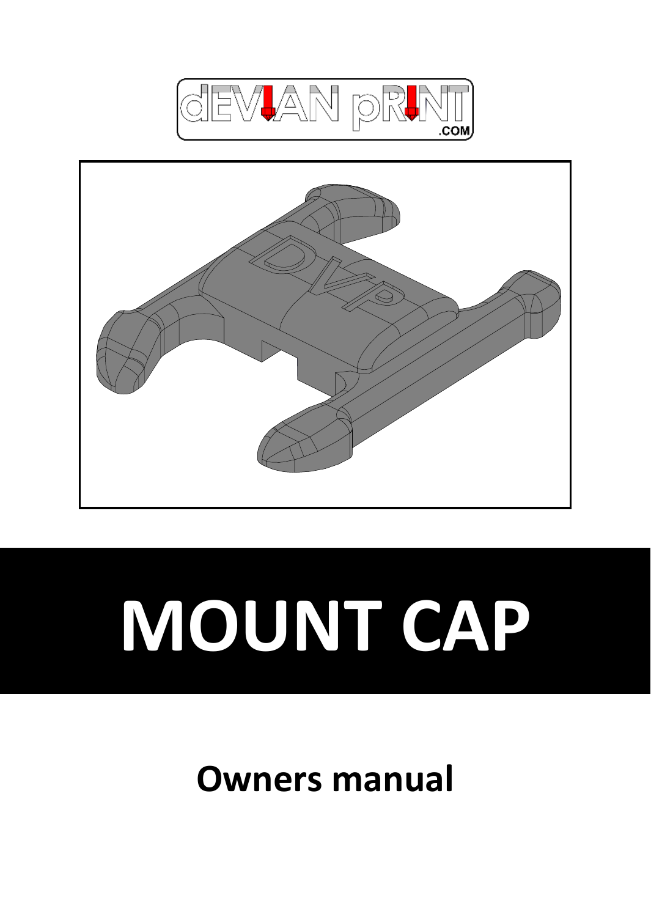# MOUNT CAP

## Owners manual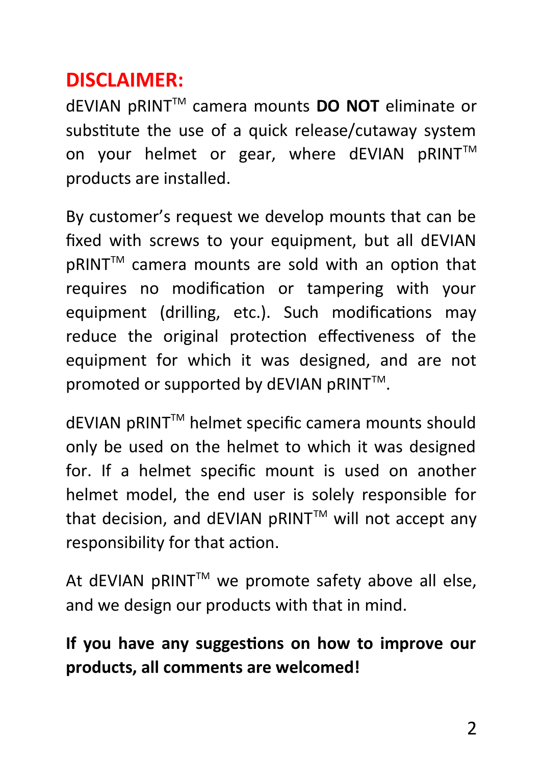## DISCLAIMER:

dEVIAN pRINT™ camera mounts **DO NOT** eliminate or substitute the use of a quick release/cutaway system on your helmet or gear, where dEVIAN pRINT™ products are installed.

By customer's request we develop mounts that can be fixed with screws to your equipment, but all dEVIAN pRINT™ camera mounts are sold with an option that requires no modification or tampering with your equipment (drilling, etc.). Such modifications may reduce the original protection effectiveness of the equipment for which it was designed, and are not promoted or supported by dEVIAN pRINT™.

dEVIAN pRINT™ helmet specific camera mounts should only be used on the helmet to which it was designed for. If a helmet specific mount is used on another helmet model, the end user is solely responsible for that decision, and dEVIAN pRINT™ will not accept any responsibility for that action.

At dEVIAN pRINT™ we promote safety above all else, and we design our products with that in mind.

**If you have any suggestions on how to improve our products, all comments are welcomed!**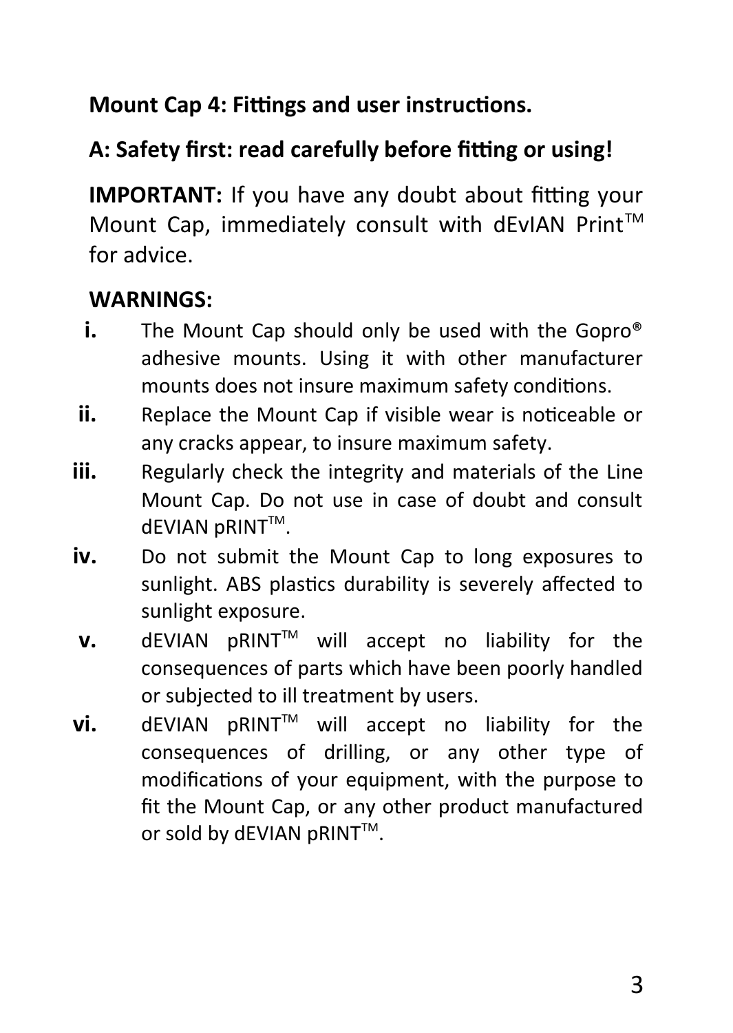**Mount Cap 4: Fittings and user instructions.**

**A: Safety first: read carefully before fitting or using!**

**IMPORTANT:** If you have any doubt about fitting your Mount Cap, immediately consult with dEvIAN Print™ for advice.

**WARNINGS:**

- **i.** The Mount Cap should only be used with the Gopro® adhesive mounts. Using it with other manufacturer mounts does not insure maximum safety conditions.
- **ii.** Replace the Mount Cap if visible wear is noticeable or any cracks appear, to insure maximum safety.
- **iii.** Regularly check the integrity and materials of the Line Mount Cap. Do not use in case of doubt and consult dEVIAN pRINT™.
- **iv.** Do not submit the Mount Cap to long exposures to sunlight. ABS plastics durability is severely affected to sunlight exposure.
- **v.** dEVIAN pRINT™ will accept no liability for the consequences of parts which have been poorly handled or subjected to ill treatment by users.
- **vi.** dEVIAN pRINT™ will accept no liability for the consequences of drilling, or any other type of modifications of your equipment, with the purpose to fit the Mount Cap, or any other product manufactured or sold by dEVIAN pRINT™.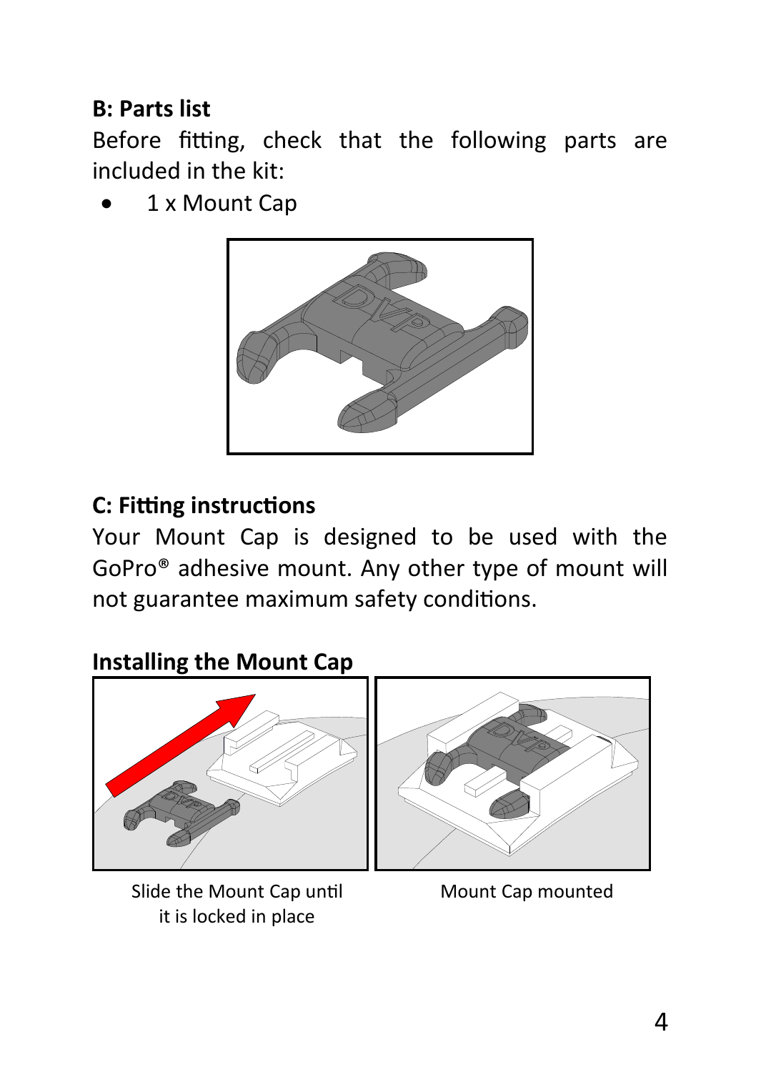## B: Parts list

Before fitting, check that the following parts are included in the kit:

- 1 x Mount Cap

## C: Fitting instructions

Your Mount Cap is designed to be used with the GoPro® adhesive mount. Any other type of mount will not guarantee maximum safety conditions.

### Installing the Mount Cap

Slide the Mount Cap until it is locked in place

Mount Cap mounted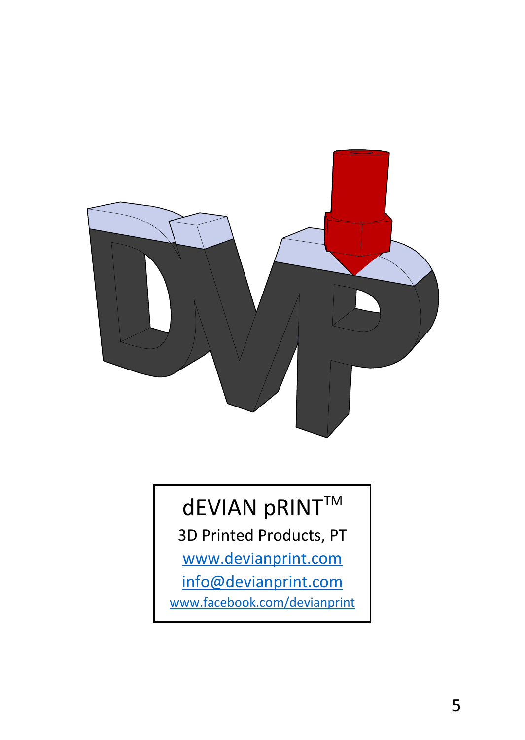dEVIAN pRINT™

3D Printed Products, PT

www.devianprint.com

info@devianprint.com

www.facebook.com/devianprint